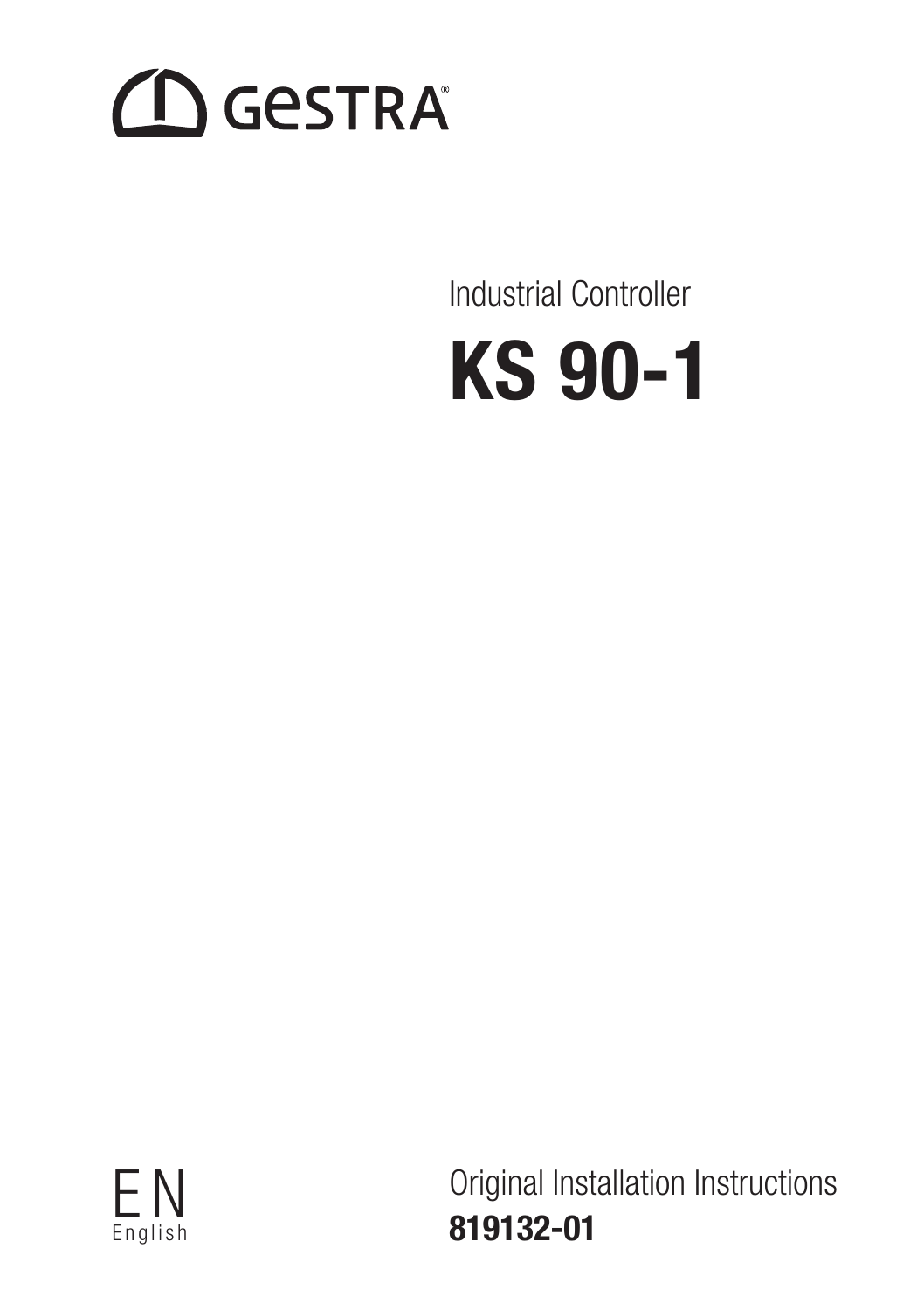GESTRA

Industrial Controller

# KS 90-1

EN
English

Original Installation Instructions
**819132-01**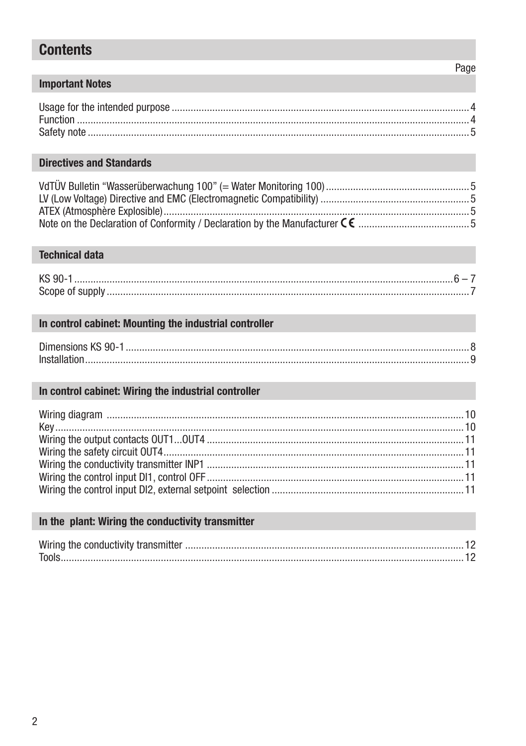# Contents

| | Page |
|---|---|
| **Important Notes** | |
| Usage for the intended purpose | 4 |
| Function | 4 |
| Safety note | 5 |
| **Directives and Standards** | |
| VdTÜV Bulletin “Wasserüberwachung 100” (= Water Monitoring 100) | 5 |
| LV (Low Voltage) Directive and EMC (Electromagnetic Compatibility) | 5 |
| ATEX (Atmosphère Explosible) | 5 |
| Note on the Declaration of Conformity / Declaration by the Manufacturer CE | 5 |
| **Technical data** | |
| KS 90-1 | 6 – 7 |
| Scope of supply | 7 |
| **In control cabinet: Mounting the industrial controller** | |
| Dimensions KS 90-1 | 8 |
| Installation | 9 |
| **In control cabinet: Wiring the industrial controller** | |
| Wiring diagram | 10 |
| Key | 10 |
| Wiring the output contacts OUT1...OUT4 | 11 |
| Wiring the safety circuit OUT4 | 11 |
| Wiring the conductivity transmitter INP1 | 11 |
| Wiring the control input DI1, control OFF | 11 |
| Wiring the control input DI2, external setpoint selection | 11 |
| **In the plant: Wiring the conductivity transmitter** | |
| Wiring the conductivity transmitter | 12 |
| Tools | 12 |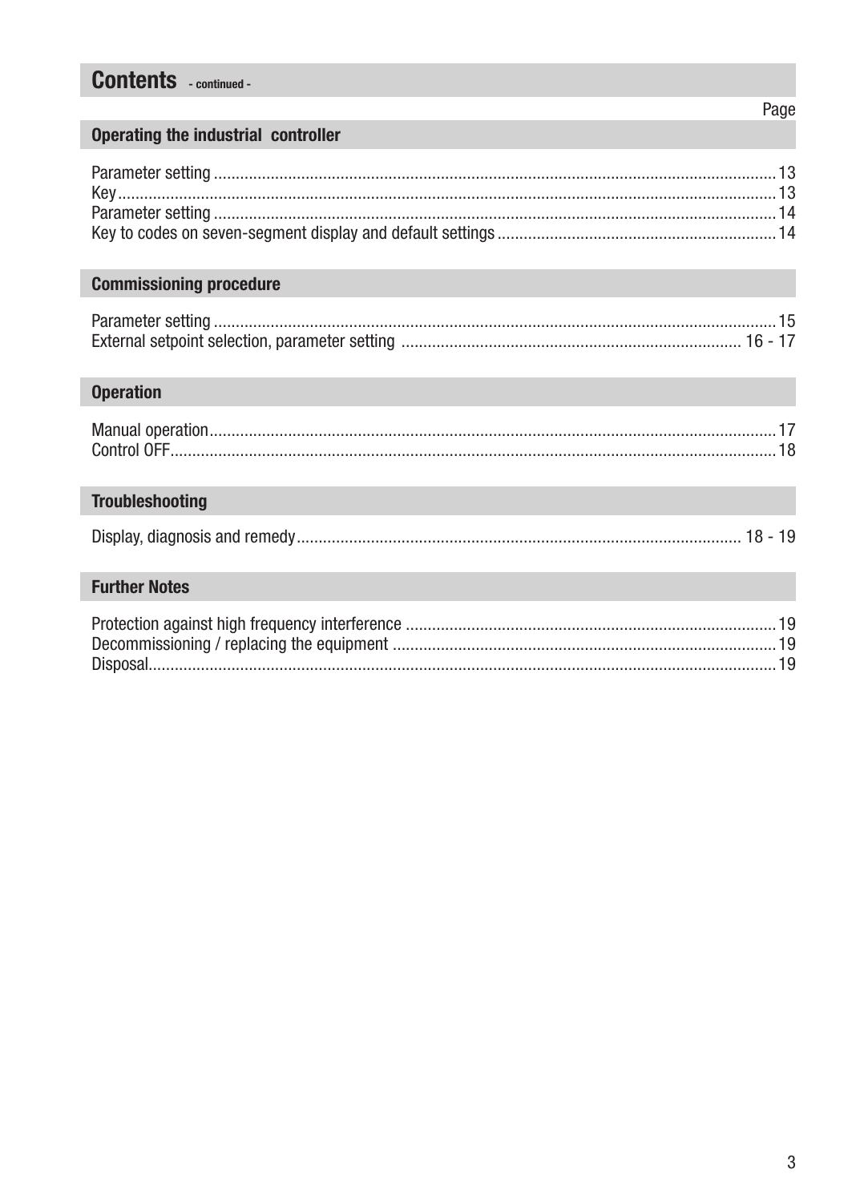# Contents - continued -

Page

## Operating the industrial controller

Parameter setting ........................................................................................................................................13
Key...............................................................................................................................................................13
Parameter setting ........................................................................................................................................14
Key to codes on seven-segment display and default settings ...............................................................14

## Commissioning procedure

Parameter setting ........................................................................................................................................15
External setpoint selection, parameter setting ............................................................................ 16 - 17

## Operation

Manual operation.........................................................................................................................................17
Control OFF..................................................................................................................................................18

## Troubleshooting

Display, diagnosis and remedy.................................................................................................... 18 - 19

## Further Notes

Protection against high frequency interference ....................................................................................19
Decommissioning / replacing the equipment ..........................................................................................19
Disposal.........................................................................................................................................................19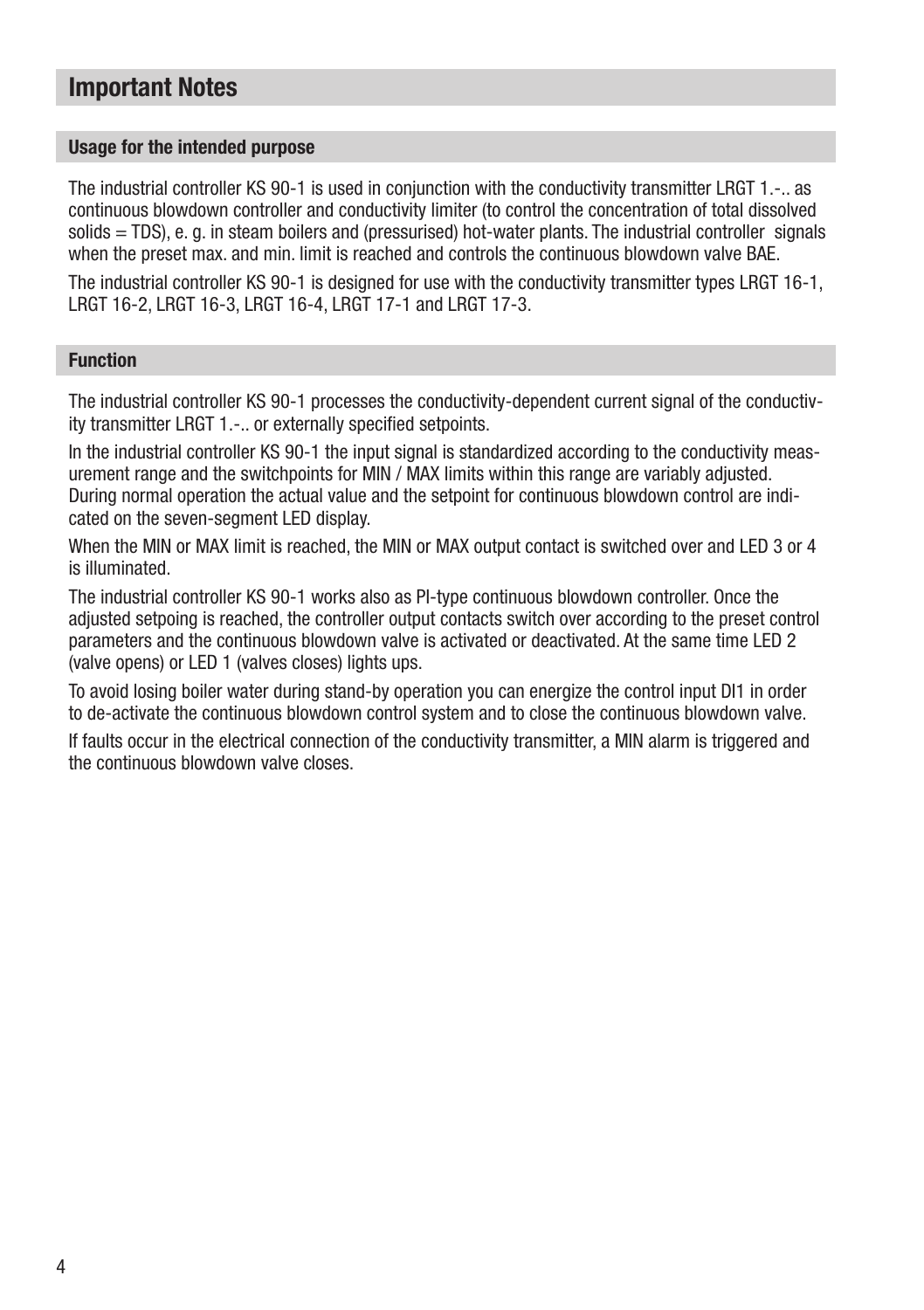# Important Notes

## Usage for the intended purpose

The industrial controller KS 90-1 is used in conjunction with the conductivity transmitter LRGT 1.-.. as continuous blowdown controller and conductivity limiter (to control the concentration of total dissolved solids = TDS), e. g. in steam boilers and (pressurised) hot-water plants. The industrial controller signals when the preset max. and min. limit is reached and controls the continuous blowdown valve BAE.

The industrial controller KS 90-1 is designed for use with the conductivity transmitter types LRGT 16-1, LRGT 16-2, LRGT 16-3, LRGT 16-4, LRGT 17-1 and LRGT 17-3.

## Function

The industrial controller KS 90-1 processes the conductivity-dependent current signal of the conductivity transmitter LRGT 1.-.. or externally specified setpoints.

In the industrial controller KS 90-1 the input signal is standardized according to the conductivity measurement range and the switchpoints for MIN / MAX limits within this range are variably adjusted. During normal operation the actual value and the setpoint for continuous blowdown control are indicated on the seven-segment LED display.

When the MIN or MAX limit is reached, the MIN or MAX output contact is switched over and LED 3 or 4 is illuminated.

The industrial controller KS 90-1 works also as PI-type continuous blowdown controller. Once the adjusted setpoing is reached, the controller output contacts switch over according to the preset control parameters and the continuous blowdown valve is activated or deactivated. At the same time LED 2 (valve opens) or LED 1 (valves closes) lights ups.

To avoid losing boiler water during stand-by operation you can energize the control input DI1 in order to de-activate the continuous blowdown control system and to close the continuous blowdown valve.

If faults occur in the electrical connection of the conductivity transmitter, a MIN alarm is triggered and the continuous blowdown valve closes.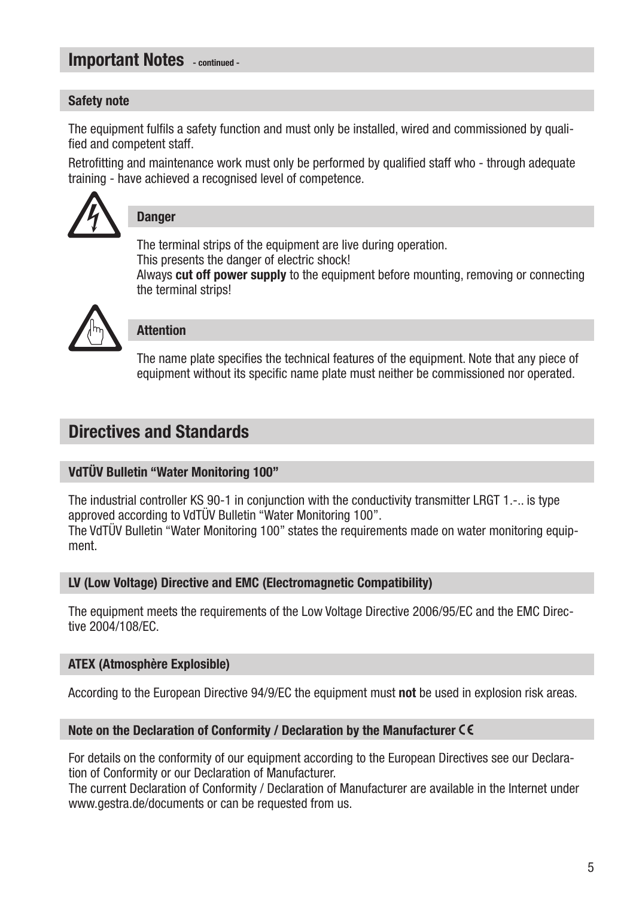## Important Notes - continued -

### Safety note

The equipment fulfils a safety function and must only be installed, wired and commissioned by qualified and competent staff.

Retrofitting and maintenance work must only be performed by qualified staff who - through adequate training - have achieved a recognised level of competence.

### Danger

The terminal strips of the equipment are live during operation.
This presents the danger of electric shock!
Always **cut off power supply** to the equipment before mounting, removing or connecting the terminal strips!

### Attention

The name plate specifies the technical features of the equipment. Note that any piece of equipment without its specific name plate must neither be commissioned nor operated.

## Directives and Standards

### VdTÜV Bulletin "Water Monitoring 100"

The industrial controller KS 90-1 in conjunction with the conductivity transmitter LRGT 1.-.. is type approved according to VdTÜV Bulletin "Water Monitoring 100".
The VdTÜV Bulletin "Water Monitoring 100" states the requirements made on water monitoring equipment.

### LV (Low Voltage) Directive and EMC (Electromagnetic Compatibility)

The equipment meets the requirements of the Low Voltage Directive 2006/95/EC and the EMC Directive 2004/108/EC.

### ATEX (Atmosphère Explosible)

According to the European Directive 94/9/EC the equipment must **not** be used in explosion risk areas.

### Note on the Declaration of Conformity / Declaration by the Manufacturer CE

For details on the conformity of our equipment according to the European Directives see our Declaration of Conformity or our Declaration of Manufacturer.
The current Declaration of Conformity / Declaration of Manufacturer are available in the Internet under www.gestra.de/documents or can be requested from us.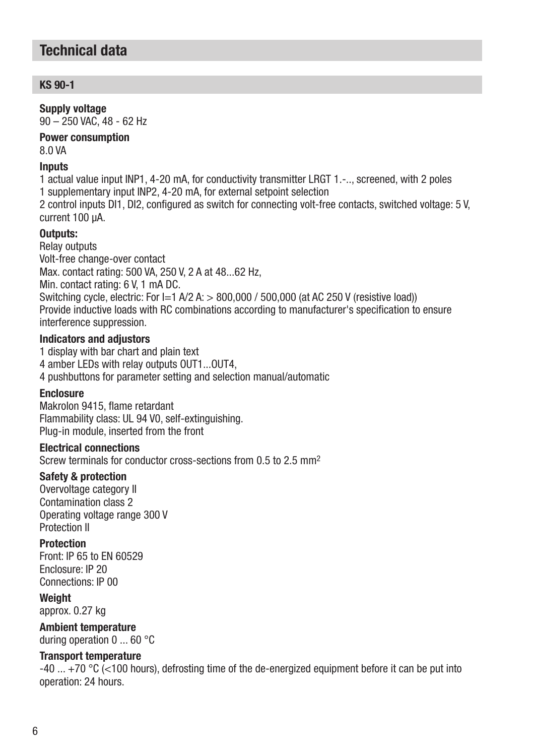# Technical data

## KS 90-1

**Supply voltage**
90 – 250 VAC, 48 - 62 Hz

**Power consumption**
8.0 VA

**Inputs**
1 actual value input INP1, 4-20 mA, for conductivity transmitter LRGT 1.-.., screened, with 2 poles
1 supplementary input INP2, 4-20 mA, for external setpoint selection
2 control inputs DI1, DI2, configured as switch for connecting volt-free contacts, switched voltage: 5 V, current 100 µA.

**Outputs:**
Relay outputs
Volt-free change-over contact
Max. contact rating: 500 VA, 250 V, 2 A at 48...62 Hz,
Min. contact rating: 6 V, 1 mA DC.
Switching cycle, electric: For I=1 A/2 A: > 800,000 / 500,000 (at AC 250 V (resistive load))
Provide inductive loads with RC combinations according to manufacturer's specification to ensure interference suppression.

**Indicators and adjustors**
1 display with bar chart and plain text
4 amber LEDs with relay outputs OUT1...OUT4,
4 pushbuttons for parameter setting and selection manual/automatic

**Enclosure**
Makrolon 9415, flame retardant
Flammability class: UL 94 V0, self-extinguishing.
Plug-in module, inserted from the front

**Electrical connections**
Screw terminals for conductor cross-sections from 0.5 to 2.5 mm$^2$

**Safety & protection**
Overvoltage category II
Contamination class 2
Operating voltage range 300 V
Protection II

**Protection**
Front: IP 65 to EN 60529
Enclosure: IP 20
Connections: IP 00

**Weight**
approx. 0.27 kg

**Ambient temperature**
during operation 0 ... 60 °C

**Transport temperature**
-40 ... +70 °C (<100 hours), defrosting time of the de-energized equipment before it can be put into operation: 24 hours.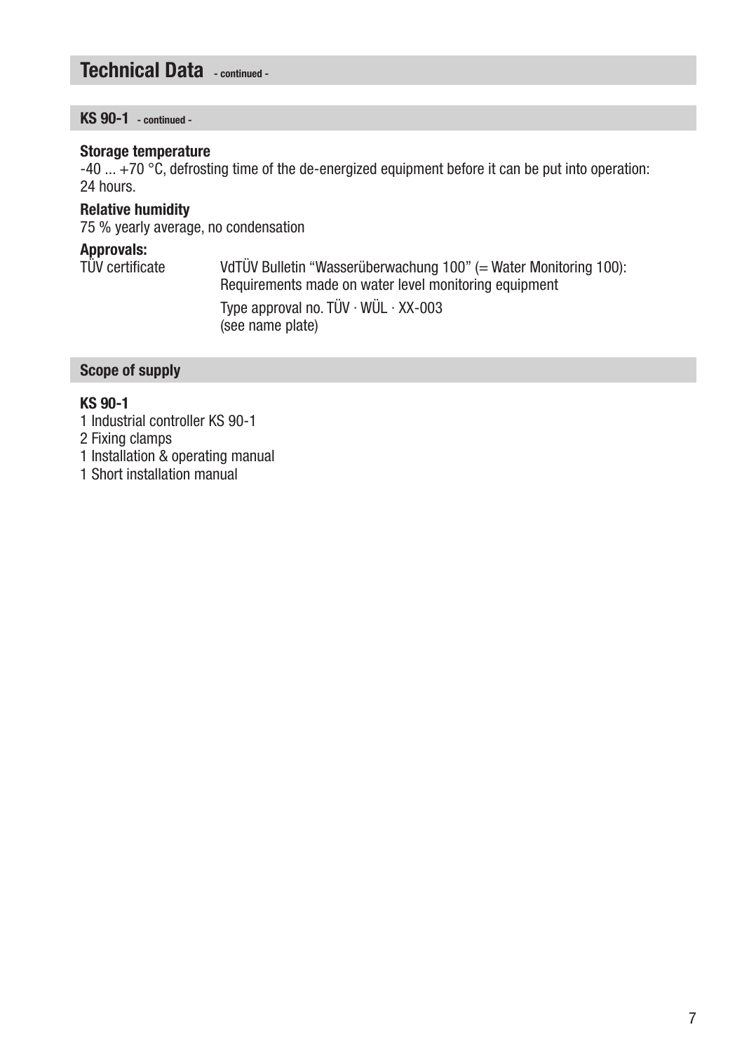# Technical Data - continued -

## KS 90-1 - continued -

**Storage temperature**
-40 ... +70 °C, defrosting time of the de-energized equipment before it can be put into operation: 24 hours.

**Relative humidity**
75 % yearly average, no condensation

**Approvals:**

| | |
|---|---|
| TÜV certificate | VdTÜV Bulletin “Wasserüberwachung 100” (= Water Monitoring 100): Requirements made on water level monitoring equipment |
| | Type approval no. TÜV · WÜL · XX-003 (see name plate) |

## Scope of supply

**KS 90-1**
1 Industrial controller KS 90-1
2 Fixing clamps
1 Installation & operating manual
1 Short installation manual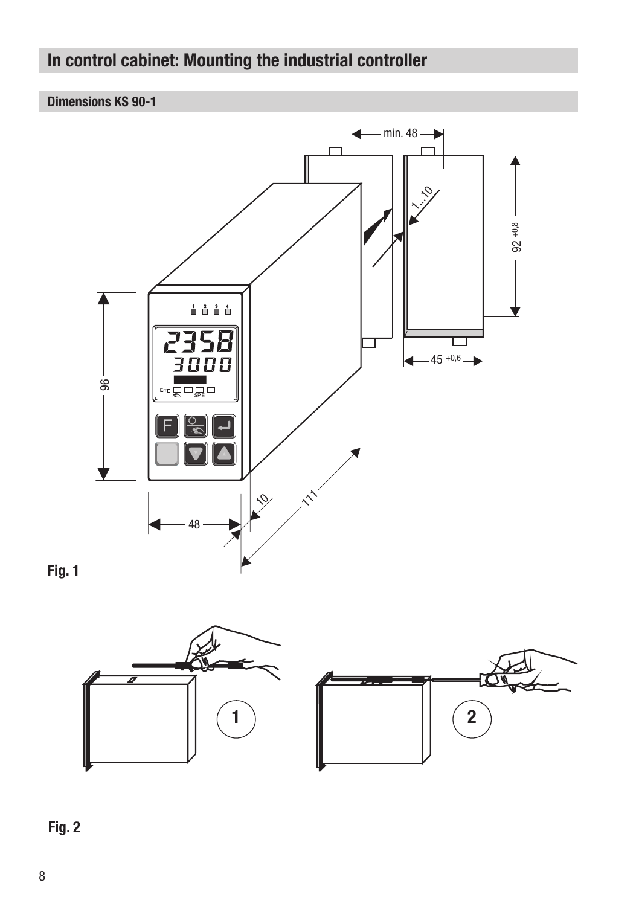# In control cabinet: Mounting the industrial controller

## Dimensions KS 90-1

Fig. 1

Fig. 2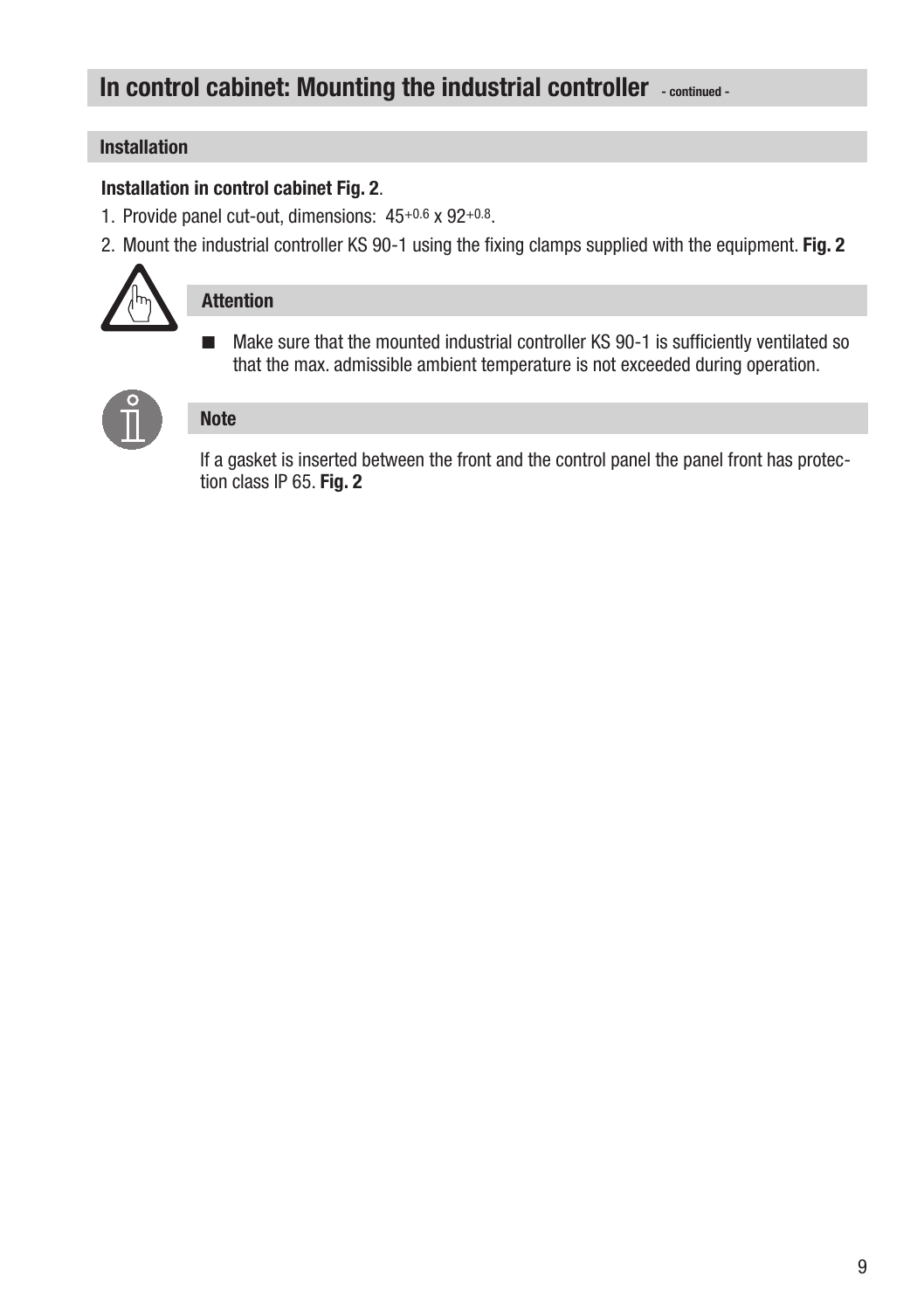# In control cabinet: Mounting the industrial controller - continued -

## Installation

**Installation in control cabinet Fig. 2**.

1. Provide panel cut-out, dimensions: $45^{+0.6}$ x $92^{+0.8}$.
2. Mount the industrial controller KS 90-1 using the fixing clamps supplied with the equipment. **Fig. 2**

### Attention

- Make sure that the mounted industrial controller KS 90-1 is sufficiently ventilated so that the max. admissible ambient temperature is not exceeded during operation.

### Note

If a gasket is inserted between the front and the control panel the panel front has protection class IP 65. **Fig. 2**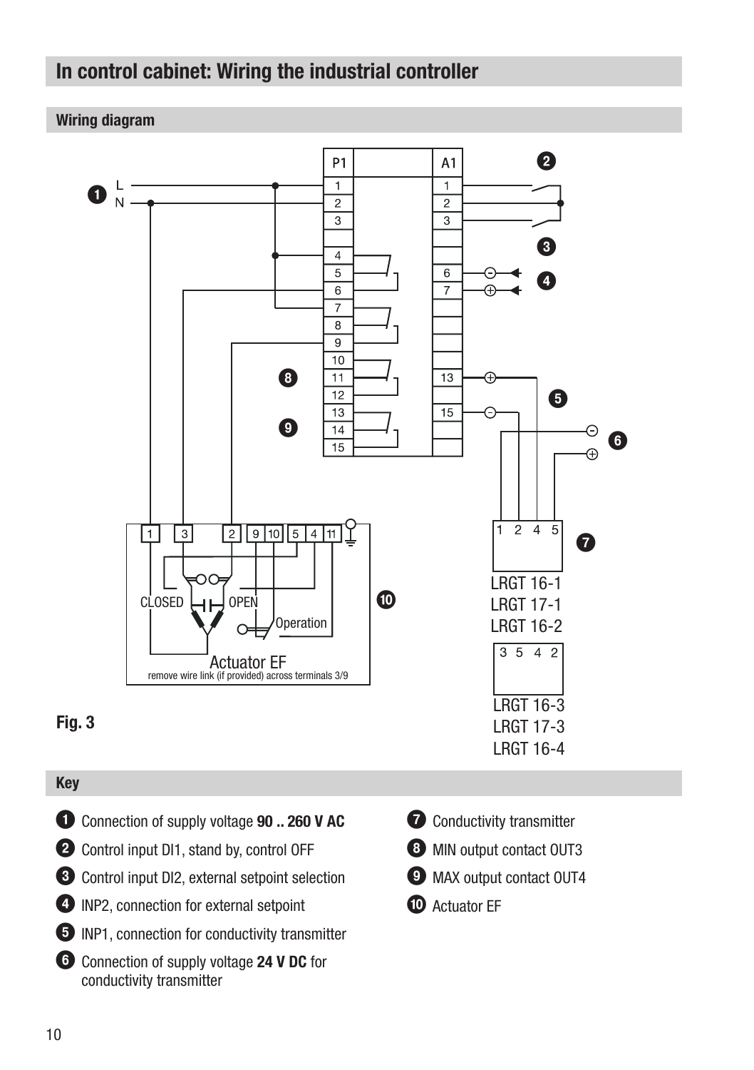# In control cabinet: Wiring the industrial controller

## Wiring diagram

Fig. 3

## Key

1. Connection of supply voltage **90 .. 260 V AC**
2. Control input DI1, stand by, control OFF
3. Control input DI2, external setpoint selection
4. INP2, connection for external setpoint
5. INP1, connection for conductivity transmitter
6. Connection of supply voltage **24 V DC** for conductivity transmitter
7. Conductivity transmitter
8. MIN output contact OUT3
9. MAX output contact OUT4
10. Actuator EF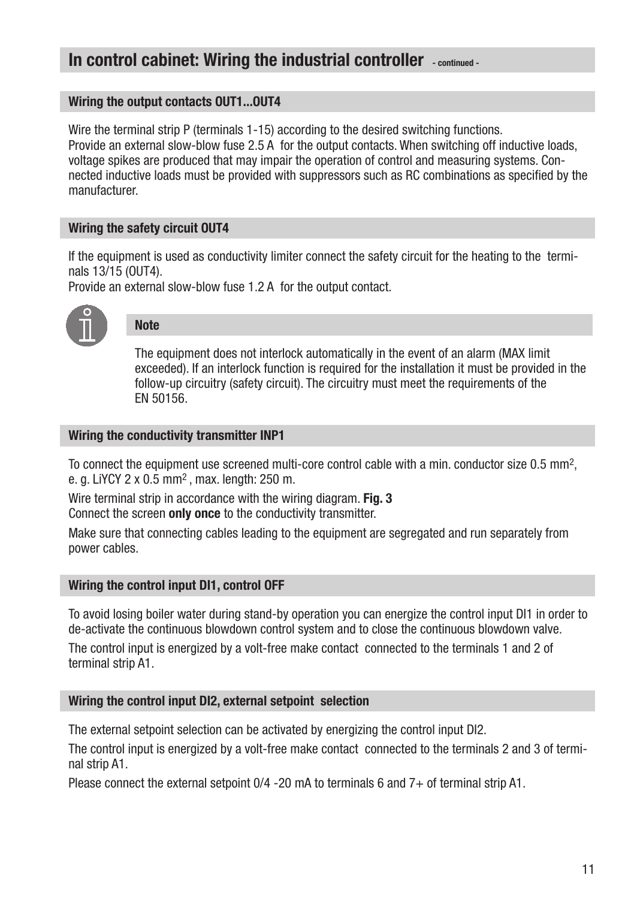# In control cabinet: Wiring the industrial controller - continued -

## Wiring the output contacts OUT1...OUT4

Wire the terminal strip P (terminals 1-15) according to the desired switching functions.
Provide an external slow-blow fuse 2.5 A for the output contacts. When switching off inductive loads, voltage spikes are produced that may impair the operation of control and measuring systems. Connected inductive loads must be provided with suppressors such as RC combinations as specified by the manufacturer.

## Wiring the safety circuit OUT4

If the equipment is used as conductivity limiter connect the safety circuit for the heating to the terminals 13/15 (OUT4).
Provide an external slow-blow fuse 1.2 A for the output contact.

### Note

The equipment does not interlock automatically in the event of an alarm (MAX limit exceeded). If an interlock function is required for the installation it must be provided in the follow-up circuitry (safety circuit). The circuitry must meet the requirements of the EN 50156.

## Wiring the conductivity transmitter INP1

To connect the equipment use screened multi-core control cable with a min. conductor size 0.5 mm$^2$, e. g. LiYCY 2 x 0.5 mm$^2$, max. length: 250 m.

Wire terminal strip in accordance with the wiring diagram. **Fig. 3**
Connect the screen **only once** to the conductivity transmitter.

Make sure that connecting cables leading to the equipment are segregated and run separately from power cables.

## Wiring the control input DI1, control OFF

To avoid losing boiler water during stand-by operation you can energize the control input DI1 in order to de-activate the continuous blowdown control system and to close the continuous blowdown valve.

The control input is energized by a volt-free make contact connected to the terminals 1 and 2 of terminal strip A1.

## Wiring the control input DI2, external setpoint selection

The external setpoint selection can be activated by energizing the control input DI2.

The control input is energized by a volt-free make contact connected to the terminals 2 and 3 of terminal strip A1.

Please connect the external setpoint 0/4 -20 mA to terminals 6 and 7+ of terminal strip A1.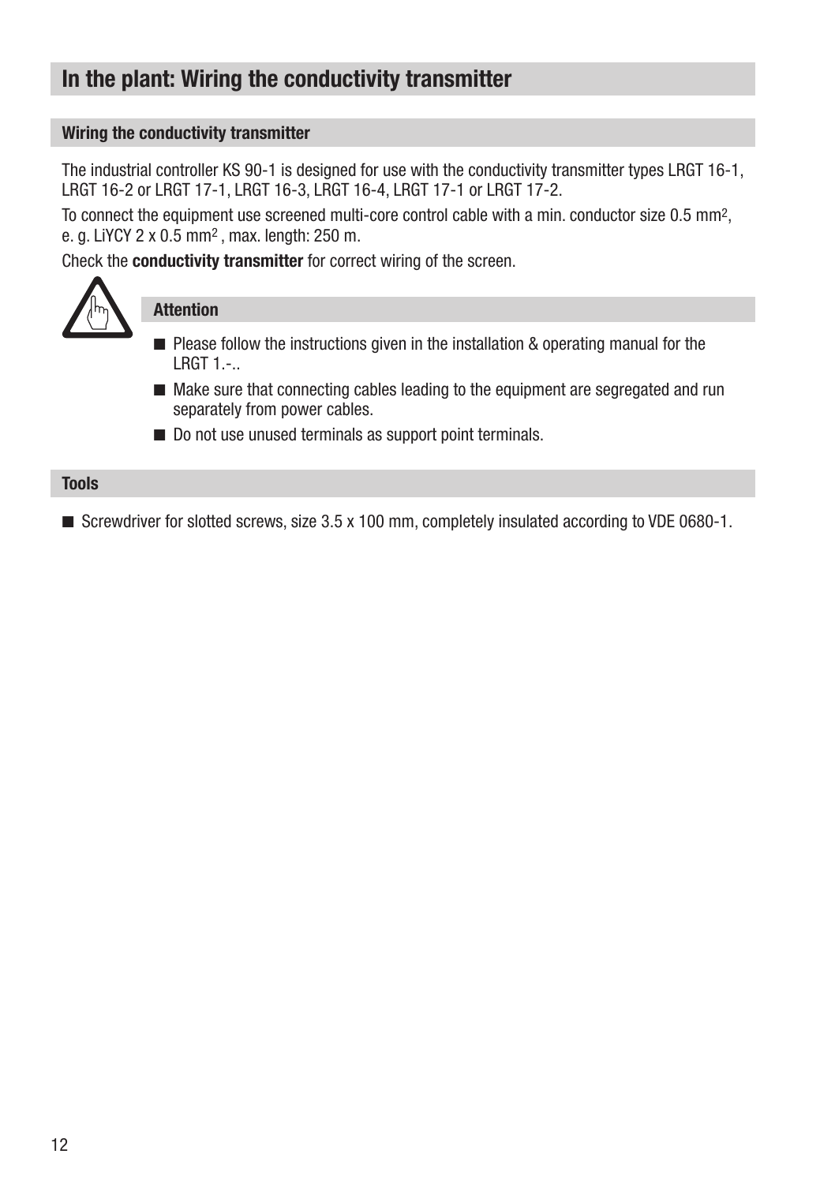# In the plant: Wiring the conductivity transmitter

## Wiring the conductivity transmitter

The industrial controller KS 90-1 is designed for use with the conductivity transmitter types LRGT 16-1, LRGT 16-2 or LRGT 17-1, LRGT 16-3, LRGT 16-4, LRGT 17-1 or LRGT 17-2.

To connect the equipment use screened multi-core control cable with a min. conductor size 0.5 mm$^2$, e. g. LiYCY 2 x 0.5 mm$^2$ , max. length: 250 m.

Check the **conductivity transmitter** for correct wiring of the screen.

### Attention

- Please follow the instructions given in the installation & operating manual for the LRGT 1.-..
- Make sure that connecting cables leading to the equipment are segregated and run separately from power cables.
- Do not use unused terminals as support point terminals.

## Tools

- Screwdriver for slotted screws, size 3.5 x 100 mm, completely insulated according to VDE 0680-1.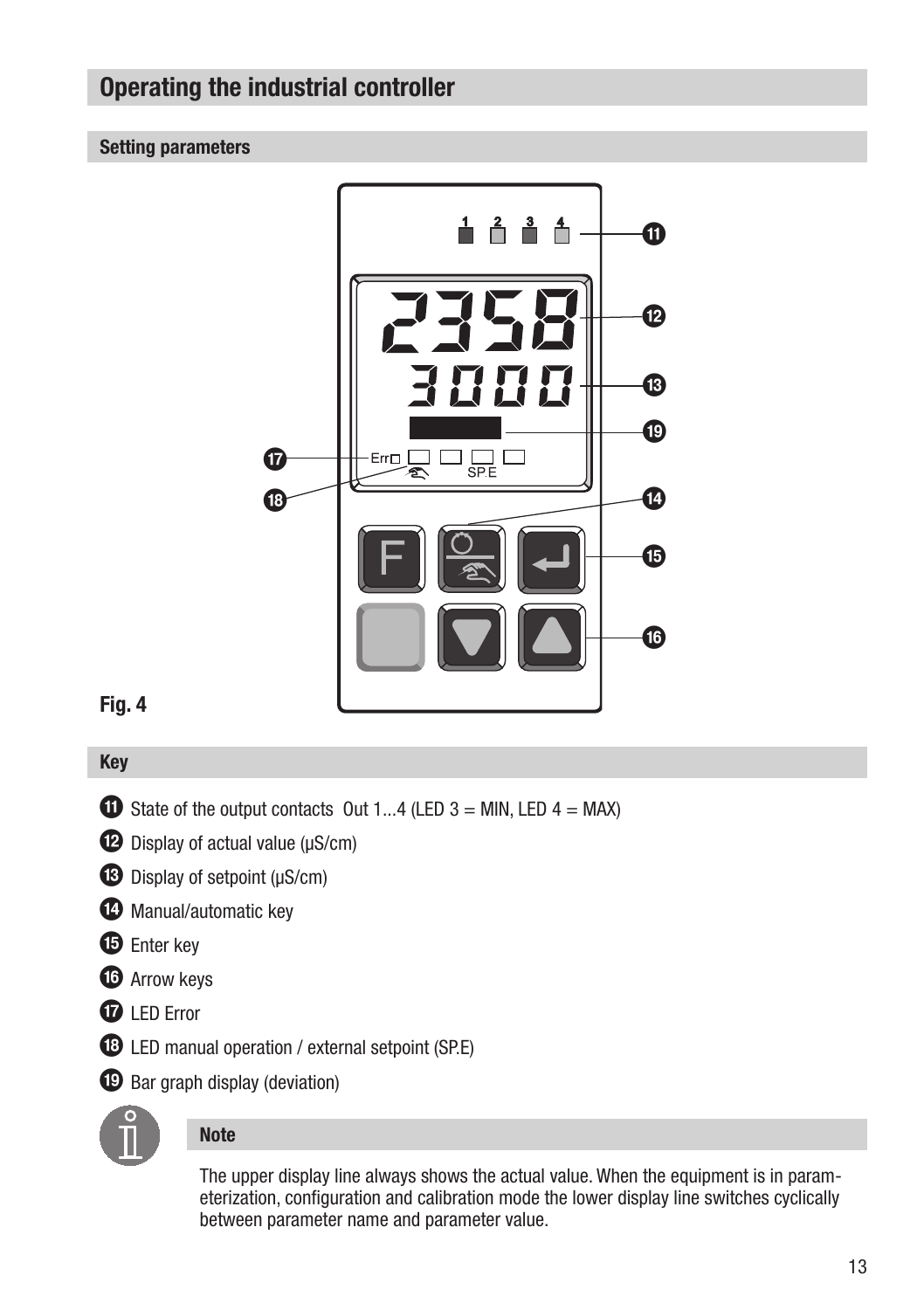# Operating the industrial controller

## Setting parameters

Fig. 4

## Key

⓫ State of the output contacts Out 1...4 (LED 3 = MIN, LED 4 = MAX)

⓬ Display of actual value (µS/cm)

⓭ Display of setpoint (µS/cm)

⓮ Manual/automatic key

⓯ Enter key

⓰ Arrow keys

⓱ LED Error

⓲ LED manual operation / external setpoint (SP.E)

⓳ Bar graph display (deviation)

### Note

The upper display line always shows the actual value. When the equipment is in parameterization, configuration and calibration mode the lower display line switches cyclically between parameter name and parameter value.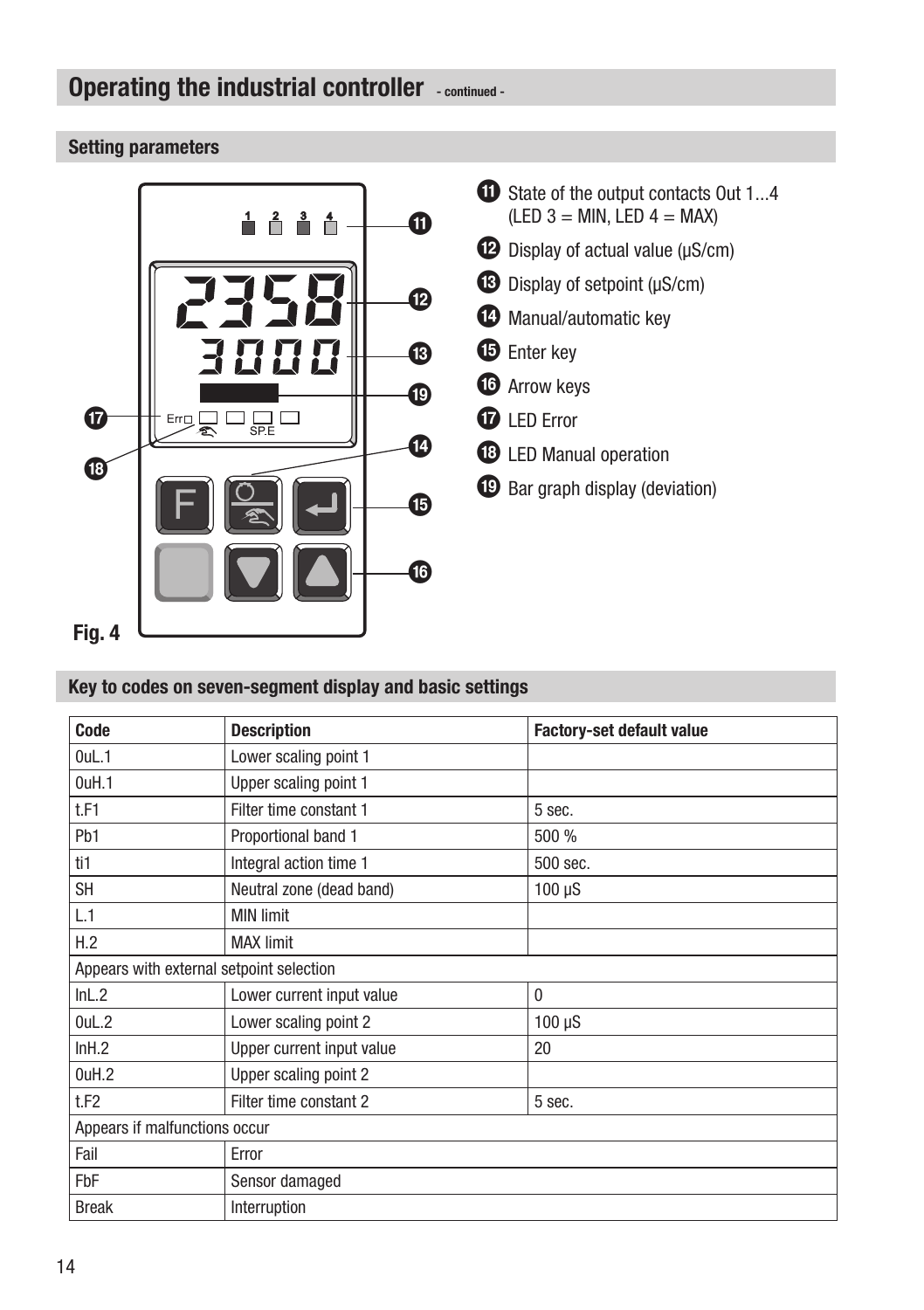## Operating the industrial controller - continued -

### Setting parameters

Fig. 4

⓫ State of the output contacts Out 1...4 (LED 3 = MIN, LED 4 = MAX)

⓬ Display of actual value (µS/cm)

⓭ Display of setpoint (µS/cm)

⓮ Manual/automatic key

⓯ Enter key

⓰ Arrow keys

⓱ LED Error

⓲ LED Manual operation

⓳ Bar graph display (deviation)

### Key to codes on seven-segment display and basic settings

| Code | Description | Factory-set default value |
|---|---|---|
| 0uL.1 | Lower scaling point 1 | |
| 0uH.1 | Upper scaling point 1 | |
| t.F1 | Filter time constant 1 | 5 sec. |
| Pb1 | Proportional band 1 | 500 % |
| ti1 | Integral action time 1 | 500 sec. |
| SH | Neutral zone (dead band) | 100 µS |
| L.1 | MIN limit | |
| H.2 | MAX limit | |
| Appears with external setpoint selection | | |
| InL.2 | Lower current input value | 0 |
| 0uL.2 | Lower scaling point 2 | 100 µS |
| InH.2 | Upper current input value | 20 |
| 0uH.2 | Upper scaling point 2 | |
| t.F2 | Filter time constant 2 | 5 sec. |
| Appears if malfunctions occur | | |
| Fail | Error | |
| FbF | Sensor damaged | |
| Break | Interruption | |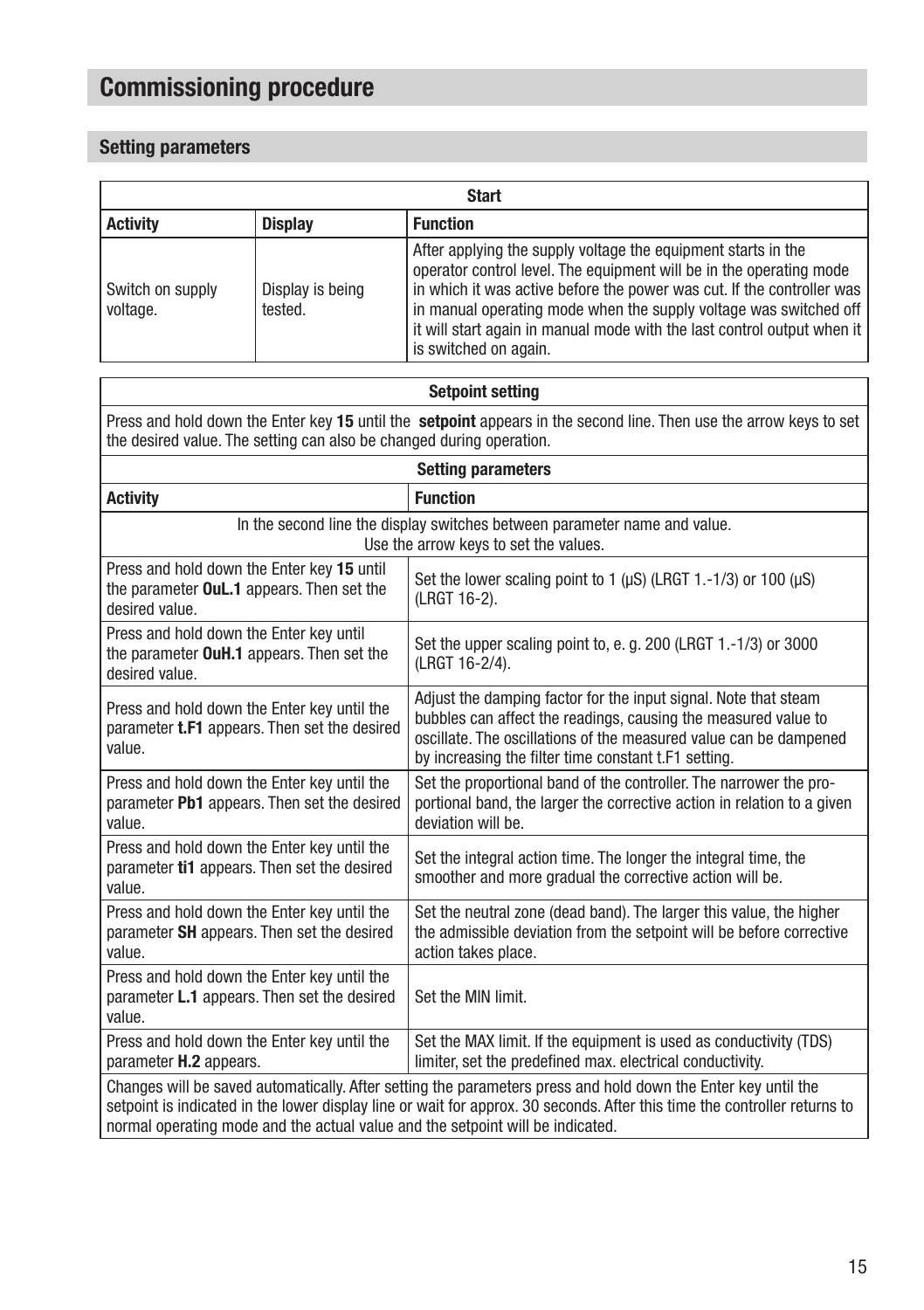# Commissioning procedure

## Setting parameters

| Start | | |
|---|---|---|
| **Activity** | **Display** | **Function** |
| Switch on supply voltage. | Display is being tested. | After applying the supply voltage the equipment starts in the operator control level. The equipment will be in the operating mode in which it was active before the power was cut. If the controller was in manual operating mode when the supply voltage was switched off it will start again in manual mode with the last control output when it is switched on again. |

| Setpoint setting | |
|---|---|
| Press and hold down the Enter key **15** until the **setpoint** appears in the second line. Then use the arrow keys to set the desired value. The setting can also be changed during operation. | |
| **Setting parameters** | |
| **Activity** | **Function** |
| In the second line the display switches between parameter name and value. Use the arrow keys to set the values. | |
| Press and hold down the Enter key **15** until the parameter **OuL.1** appears. Then set the desired value. | Set the lower scaling point to 1 (µS) (LRGT 1.-1/3) or 100 (µS) (LRGT 16-2). |
| Press and hold down the Enter key until the parameter **OuH.1** appears. Then set the desired value. | Set the upper scaling point to, e. g. 200 (LRGT 1.-1/3) or 3000 (LRGT 16-2/4). |
| Press and hold down the Enter key until the parameter **t.F1** appears. Then set the desired value. | Adjust the damping factor for the input signal. Note that steam bubbles can affect the readings, causing the measured value to oscillate. The oscillations of the measured value can be dampened by increasing the filter time constant t.F1 setting. |
| Press and hold down the Enter key until the parameter **Pb1** appears. Then set the desired value. | Set the proportional band of the controller. The narrower the proportional band, the larger the corrective action in relation to a given deviation will be. |
| Press and hold down the Enter key until the parameter **ti1** appears. Then set the desired value. | Set the integral action time. The longer the integral time, the smoother and more gradual the corrective action will be. |
| Press and hold down the Enter key until the parameter **SH** appears. Then set the desired value. | Set the neutral zone (dead band). The larger this value, the higher the admissible deviation from the setpoint will be before corrective action takes place. |
| Press and hold down the Enter key until the parameter **L.1** appears. Then set the desired value. | Set the MIN limit. |
| Press and hold down the Enter key until the parameter **H.2** appears. | Set the MAX limit. If the equipment is used as conductivity (TDS) limiter, set the predefined max. electrical conductivity. |
| Changes will be saved automatically. After setting the parameters press and hold down the Enter key until the setpoint is indicated in the lower display line or wait for approx. 30 seconds. After this time the controller returns to normal operating mode and the actual value and the setpoint will be indicated. | |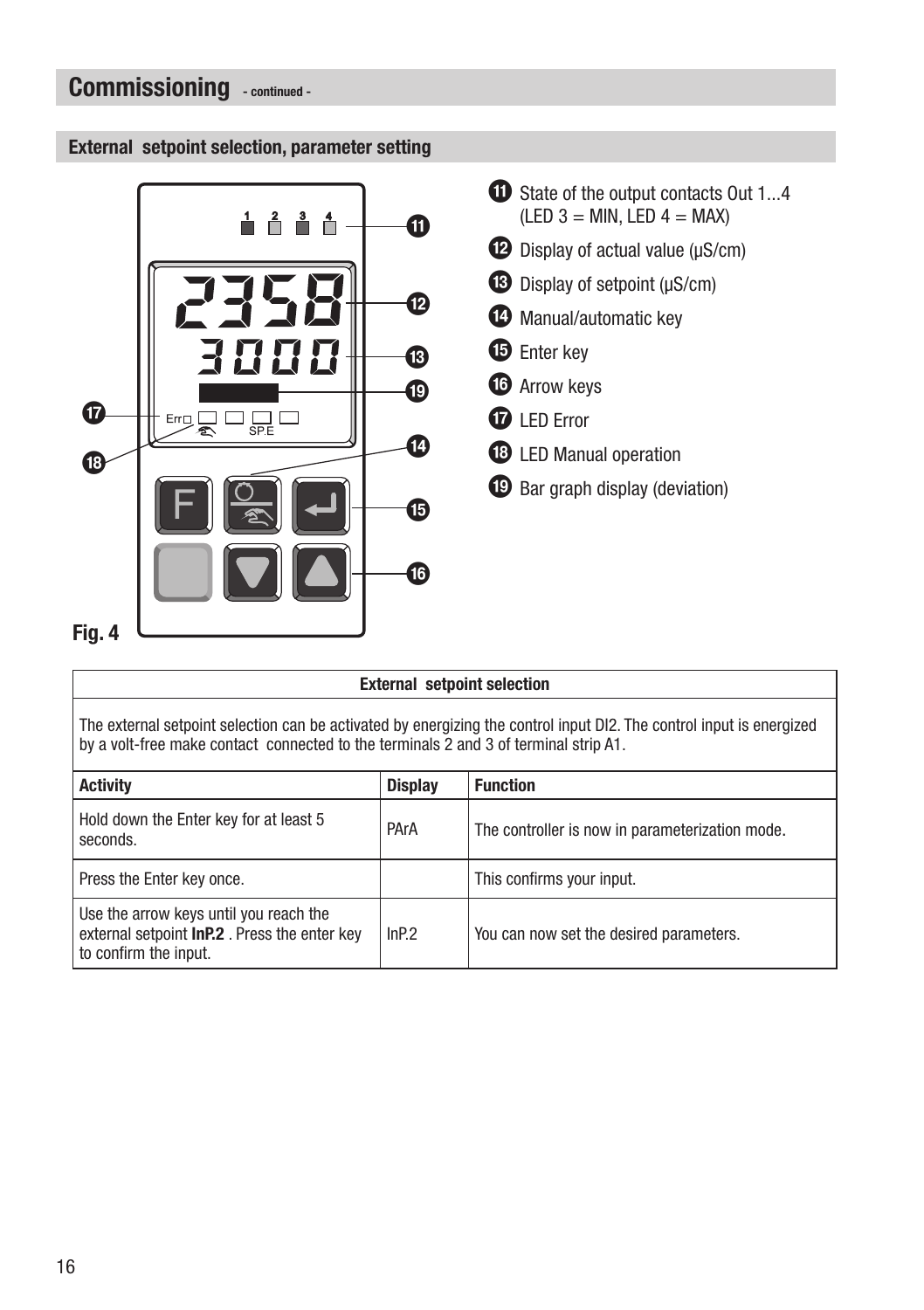# Commissioning - continued -

## External setpoint selection, parameter setting

Fig. 4

11 State of the output contacts Out 1...4 (LED 3 = MIN, LED 4 = MAX)

12 Display of actual value (µS/cm)

13 Display of setpoint (µS/cm)

14 Manual/automatic key

15 Enter key

16 Arrow keys

17 LED Error

18 LED Manual operation

19 Bar graph display (deviation)

**External setpoint selection**

The external setpoint selection can be activated by energizing the control input DI2. The control input is energized by a volt-free make contact connected to the terminals 2 and 3 of terminal strip A1.

| Activity | Display | Function |
|---|---|---|
| Hold down the Enter key for at least 5 seconds. | PArA | The controller is now in parameterization mode. |
| Press the Enter key once. | | This confirms your input. |
| Use the arrow keys until you reach the external setpoint **InP.2** . Press the enter key to confirm the input. | InP.2 | You can now set the desired parameters. |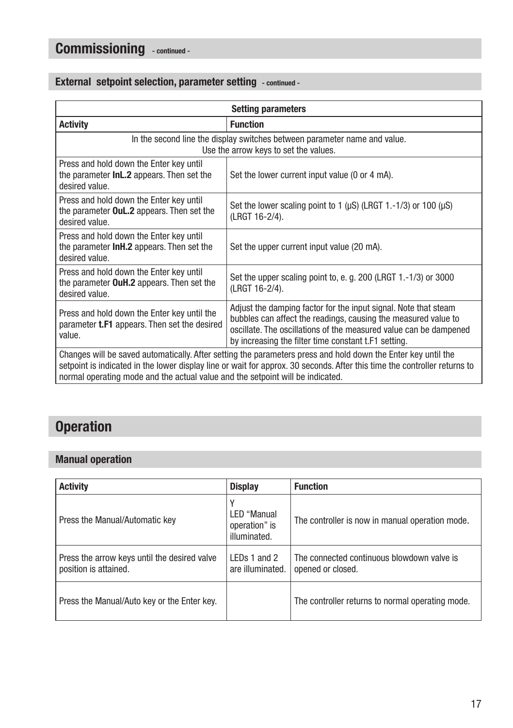# Commissioning - continued -

## External setpoint selection, parameter setting - continued -

| Setting parameters | |
|---|---|
| **Activity** | **Function** |
| In the second line the display switches between parameter name and value. Use the arrow keys to set the values. | |
| Press and hold down the Enter key until the parameter **InL.2** appears. Then set the desired value. | Set the lower current input value (0 or 4 mA). |
| Press and hold down the Enter key until the parameter **OuL.2** appears. Then set the desired value. | Set the lower scaling point to 1 (µS) (LRGT 1.-1/3) or 100 (µS) (LRGT 16-2/4). |
| Press and hold down the Enter key until the parameter **InH.2** appears. Then set the desired value. | Set the upper current input value (20 mA). |
| Press and hold down the Enter key until the parameter **OuH.2** appears. Then set the desired value. | Set the upper scaling point to, e. g. 200 (LRGT 1.-1/3) or 3000 (LRGT 16-2/4). |
| Press and hold down the Enter key until the parameter **t.F1** appears. Then set the desired value. | Adjust the damping factor for the input signal. Note that steam bubbles can affect the readings, causing the measured value to oscillate. The oscillations of the measured value can be dampened by increasing the filter time constant t.F1 setting. |
| Changes will be saved automatically. After setting the parameters press and hold down the Enter key until the setpoint is indicated in the lower display line or wait for approx. 30 seconds. After this time the controller returns to normal operating mode and the actual value and the setpoint will be indicated. | |

# Operation

## Manual operation

| Activity | Display | Function |
|---|---|---|
| Press the Manual/Automatic key | Y LED "Manual operation" is illuminated. | The controller is now in manual operation mode. |
| Press the arrow keys until the desired valve position is attained. | LEDs 1 and 2 are illuminated. | The connected continuous blowdown valve is opened or closed. |
| Press the Manual/Auto key or the Enter key. | | The controller returns to normal operating mode. |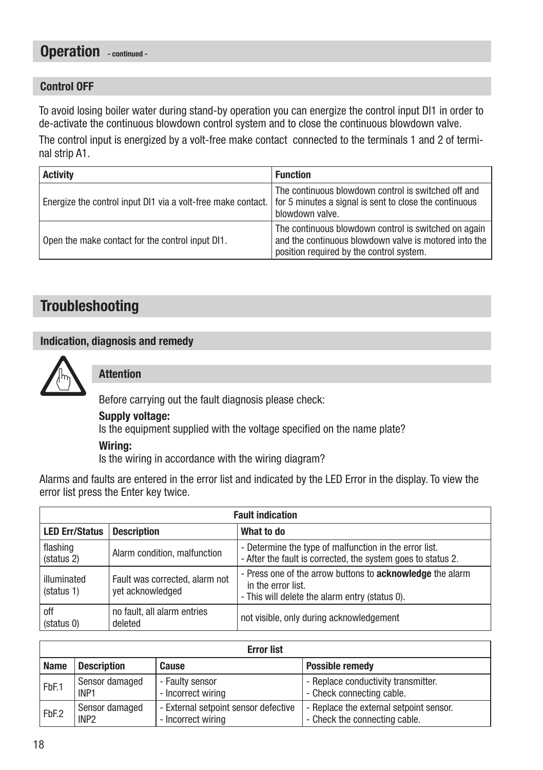## Operation - continued -

### Control OFF

To avoid losing boiler water during stand-by operation you can energize the control input DI1 in order to de-activate the continuous blowdown control system and to close the continuous blowdown valve.

The control input is energized by a volt-free make contact connected to the terminals 1 and 2 of terminal strip A1.

| Activity | Function |
|---|---|
| Energize the control input DI1 via a volt-free make contact. | The continuous blowdown control is switched off and for 5 minutes a signal is sent to close the continuous blowdown valve. |
| Open the make contact for the control input DI1. | The continuous blowdown control is switched on again and the continuous blowdown valve is motored into the position required by the control system. |

## Troubleshooting

### Indication, diagnosis and remedy

#### Attention

Before carrying out the fault diagnosis please check:

**Supply voltage:**
Is the equipment supplied with the voltage specified on the name plate?

**Wiring:**
Is the wiring in accordance with the wiring diagram?

Alarms and faults are entered in the error list and indicated by the LED Error in the display. To view the error list press the Enter key twice.

| Fault indication | | |
|---|---|---|
| **LED Err/Status** | **Description** | **What to do** |
| flashing (status 2) | Alarm condition, malfunction | - Determine the type of malfunction in the error list.<br>- After the fault is corrected, the system goes to status 2. |
| illuminated (status 1) | Fault was corrected, alarm not yet acknowledged | - Press one of the arrow buttons to **acknowledge** the alarm in the error list.<br>- This will delete the alarm entry (status 0). |
| off (status 0) | no fault, all alarm entries deleted | not visible, only during acknowledgement |

| Error list | | | |
|---|---|---|---|
| **Name** | **Description** | **Cause** | **Possible remedy** |
| FbF.1 | Sensor damaged INP1 | - Faulty sensor<br>- Incorrect wiring | - Replace conductivity transmitter.<br>- Check connecting cable. |
| FbF.2 | Sensor damaged INP2 | - External setpoint sensor defective<br>- Incorrect wiring | - Replace the external setpoint sensor.<br>- Check the connecting cable. |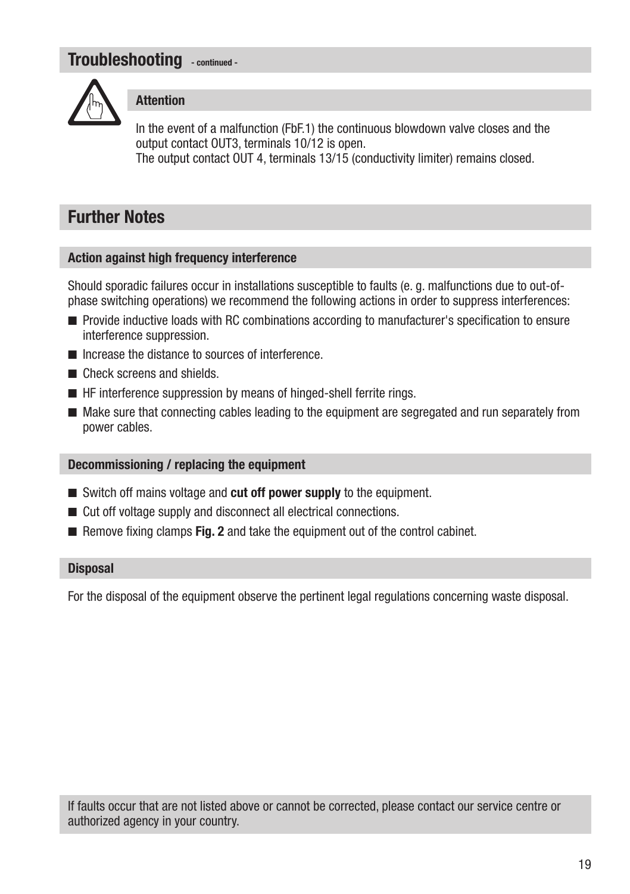## Troubleshooting - continued -

### Attention

In the event of a malfunction (FbF.1) the continuous blowdown valve closes and the output contact OUT3, terminals 10/12 is open.
The output contact OUT 4, terminals 13/15 (conductivity limiter) remains closed.

## Further Notes

### Action against high frequency interference

Should sporadic failures occur in installations susceptible to faults (e. g. malfunctions due to out-of-phase switching operations) we recommend the following actions in order to suppress interferences:

- Provide inductive loads with RC combinations according to manufacturer's specification to ensure interference suppression.
- Increase the distance to sources of interference.
- Check screens and shields.
- HF interference suppression by means of hinged-shell ferrite rings.
- Make sure that connecting cables leading to the equipment are segregated and run separately from power cables.

### Decommissioning / replacing the equipment

- Switch off mains voltage and **cut off power supply** to the equipment.
- Cut off voltage supply and disconnect all electrical connections.
- Remove fixing clamps **Fig. 2** and take the equipment out of the control cabinet.

### Disposal

For the disposal of the equipment observe the pertinent legal regulations concerning waste disposal.

If faults occur that are not listed above or cannot be corrected, please contact our service centre or authorized agency in your country.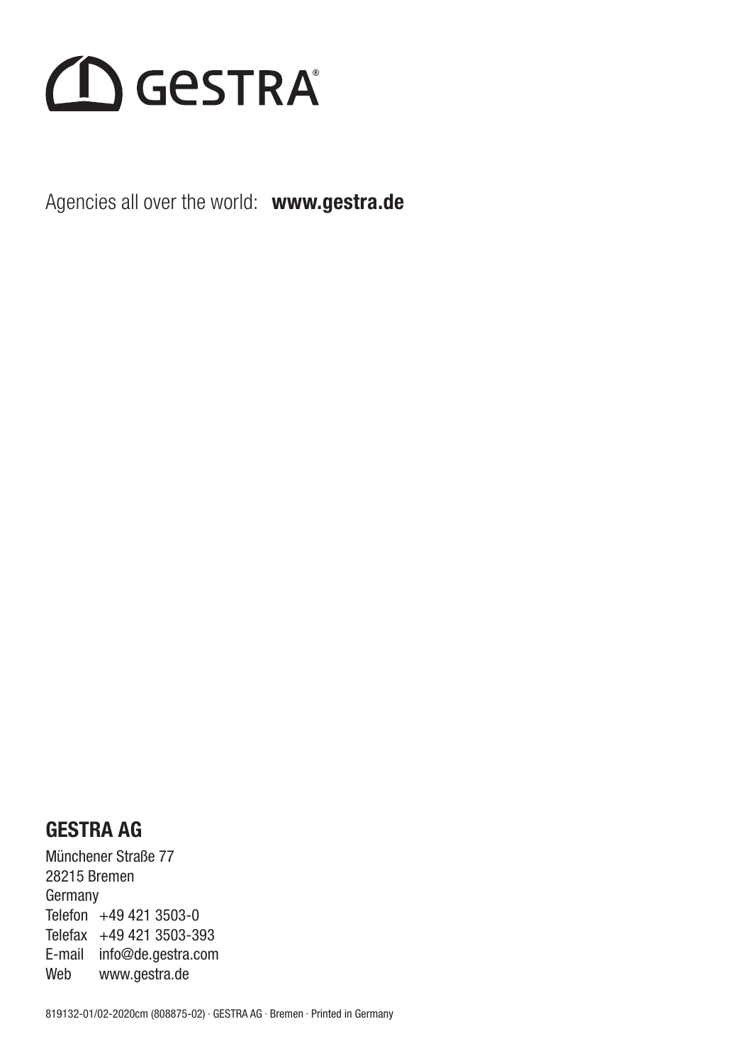GESTRA®

Agencies all over the world: **www.gestra.de**

## GESTRA AG

Münchener Straße 77
28215 Bremen
Germany
Telefon +49 421 3503-0
Telefax +49 421 3503-393
E-mail info@de.gestra.com
Web www.gestra.de

819132-01/02-2020cm (808875-02) · GESTRA AG · Bremen · Printed in Germany